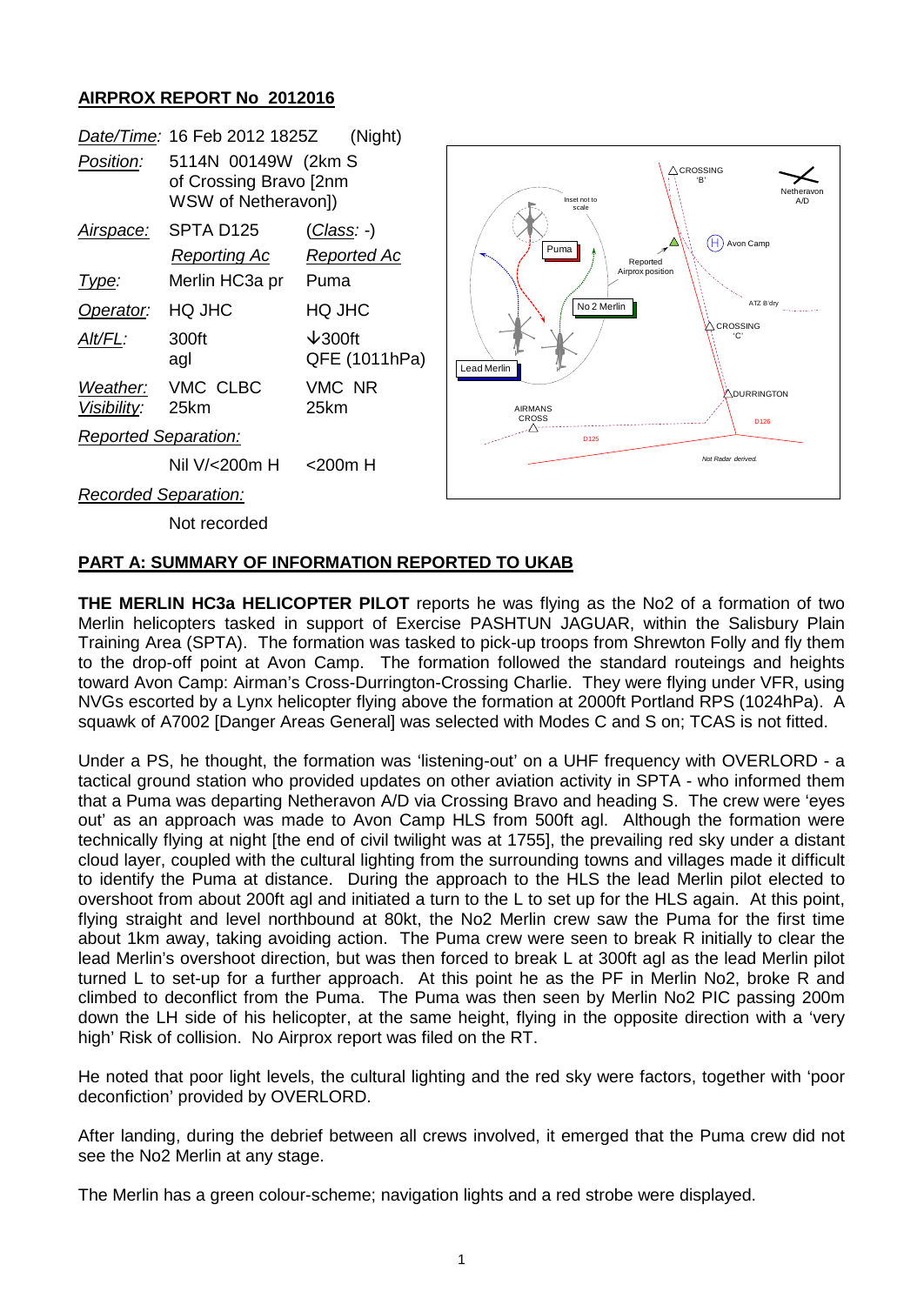## AIRPROX REPORT No 2012016

| | | |
|---|---|---|
| *Date/Time:* | 16 Feb 2012 1825Z | (Night) |
| *Position:* | 5114N 00149W (2km S of Crossing Bravo [2nm WSW of Netheravon]) | |
| *Airspace:* | SPTA D125 | (*Class*: -) |
| | *Reporting Ac* | *Reported Ac* |
| *Type:* | Merlin HC3a pr | Puma |
| *Operator:* | HQ JHC | HQ JHC |
| *Alt/FL:* | 300ft agl | ↓300ft QFE (1011hPa) |
| *Weather:* | VMC CLBC | VMC NR |
| *Visibility:* | 25km | 25km |
| *Reported Separation:* | | |
| | Nil V/<200m H | <200m H |
| *Recorded Separation:* | | |
| | Not recorded | |

## PART A: SUMMARY OF INFORMATION REPORTED TO UKAB

**THE MERLIN HC3a HELICOPTER PILOT** reports he was flying as the No2 of a formation of two Merlin helicopters tasked in support of Exercise PASHTUN JAGUAR, within the Salisbury Plain Training Area (SPTA). The formation was tasked to pick-up troops from Shrewton Folly and fly them to the drop-off point at Avon Camp. The formation followed the standard routeings and heights toward Avon Camp: Airman's Cross-Durrington-Crossing Charlie. They were flying under VFR, using NVGs escorted by a Lynx helicopter flying above the formation at 2000ft Portland RPS (1024hPa). A squawk of A7002 [Danger Areas General] was selected with Modes C and S on; TCAS is not fitted.

Under a PS, he thought, the formation was 'listening-out' on a UHF frequency with OVERLORD - a tactical ground station who provided updates on other aviation activity in SPTA - who informed them that a Puma was departing Netheravon A/D via Crossing Bravo and heading S. The crew were 'eyes out' as an approach was made to Avon Camp HLS from 500ft agl. Although the formation were technically flying at night [the end of civil twilight was at 1755], the prevailing red sky under a distant cloud layer, coupled with the cultural lighting from the surrounding towns and villages made it difficult to identify the Puma at distance. During the approach to the HLS the lead Merlin pilot elected to overshoot from about 200ft agl and initiated a turn to the L to set up for the HLS again. At this point, flying straight and level northbound at 80kt, the No2 Merlin crew saw the Puma for the first time about 1km away, taking avoiding action. The Puma crew were seen to break R initially to clear the lead Merlin's overshoot direction, but was then forced to break L at 300ft agl as the lead Merlin pilot turned L to set-up for a further approach. At this point he as the PF in Merlin No2, broke R and climbed to deconflict from the Puma. The Puma was then seen by Merlin No2 PIC passing 200m down the LH side of his helicopter, at the same height, flying in the opposite direction with a 'very high' Risk of collision. No Airprox report was filed on the RT.

He noted that poor light levels, the cultural lighting and the red sky were factors, together with 'poor deconfiction' provided by OVERLORD.

After landing, during the debrief between all crews involved, it emerged that the Puma crew did not see the No2 Merlin at any stage.

The Merlin has a green colour-scheme; navigation lights and a red strobe were displayed.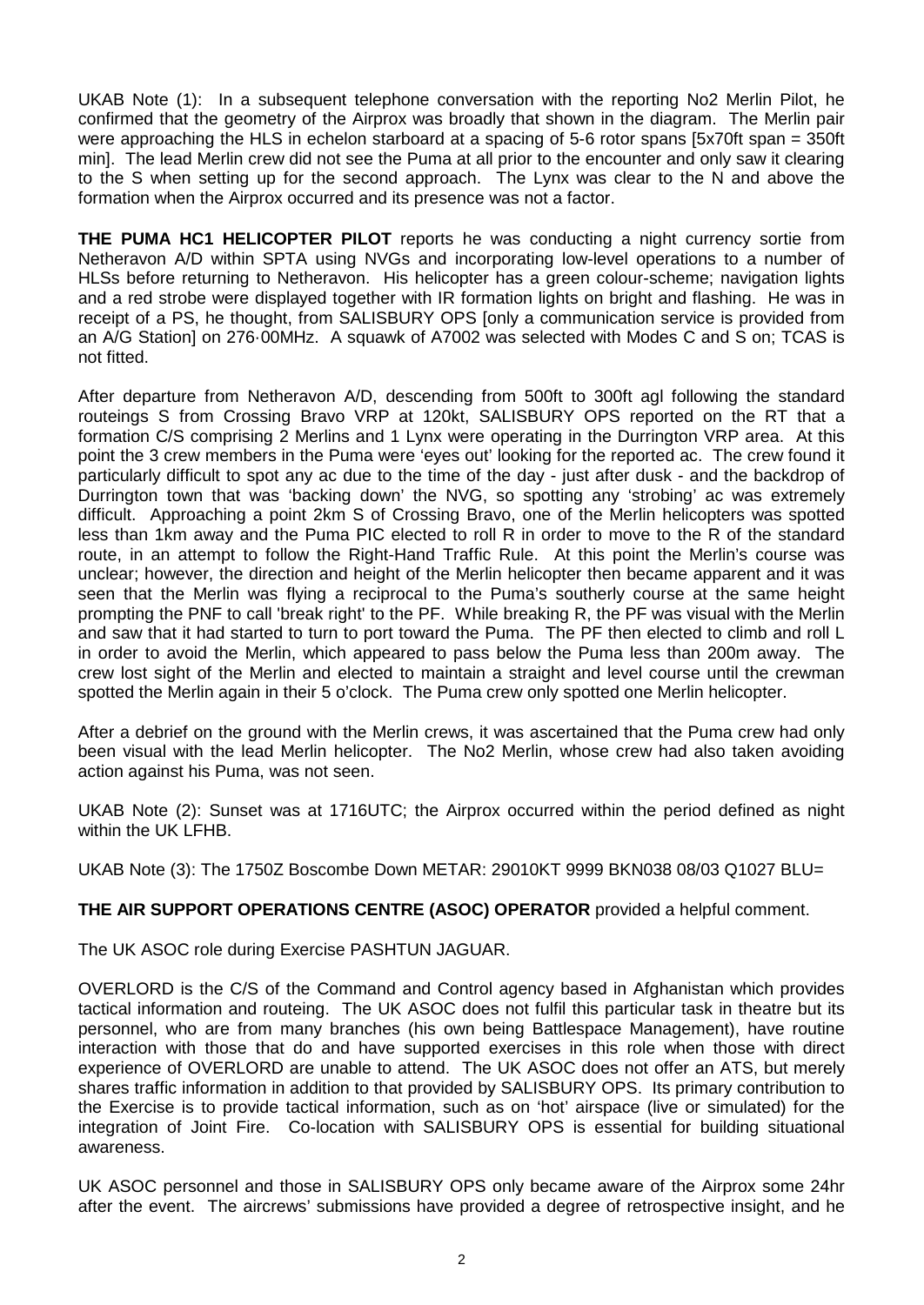UKAB Note (1): In a subsequent telephone conversation with the reporting No2 Merlin Pilot, he confirmed that the geometry of the Airprox was broadly that shown in the diagram. The Merlin pair were approaching the HLS in echelon starboard at a spacing of 5-6 rotor spans [5x70ft span = 350ft min]. The lead Merlin crew did not see the Puma at all prior to the encounter and only saw it clearing to the S when setting up for the second approach. The Lynx was clear to the N and above the formation when the Airprox occurred and its presence was not a factor.

**THE PUMA HC1 HELICOPTER PILOT** reports he was conducting a night currency sortie from Netheravon A/D within SPTA using NVGs and incorporating low-level operations to a number of HLSs before returning to Netheravon. His helicopter has a green colour-scheme; navigation lights and a red strobe were displayed together with IR formation lights on bright and flashing. He was in receipt of a PS, he thought, from SALISBURY OPS [only a communication service is provided from an A/G Station] on 276·00MHz. A squawk of A7002 was selected with Modes C and S on; TCAS is not fitted.

After departure from Netheravon A/D, descending from 500ft to 300ft agl following the standard routeings S from Crossing Bravo VRP at 120kt, SALISBURY OPS reported on the RT that a formation C/S comprising 2 Merlins and 1 Lynx were operating in the Durrington VRP area. At this point the 3 crew members in the Puma were 'eyes out' looking for the reported ac. The crew found it particularly difficult to spot any ac due to the time of the day - just after dusk - and the backdrop of Durrington town that was 'backing down' the NVG, so spotting any 'strobing' ac was extremely difficult. Approaching a point 2km S of Crossing Bravo, one of the Merlin helicopters was spotted less than 1km away and the Puma PIC elected to roll R in order to move to the R of the standard route, in an attempt to follow the Right-Hand Traffic Rule. At this point the Merlin's course was unclear; however, the direction and height of the Merlin helicopter then became apparent and it was seen that the Merlin was flying a reciprocal to the Puma's southerly course at the same height prompting the PNF to call 'break right' to the PF. While breaking R, the PF was visual with the Merlin and saw that it had started to turn to port toward the Puma. The PF then elected to climb and roll L in order to avoid the Merlin, which appeared to pass below the Puma less than 200m away. The crew lost sight of the Merlin and elected to maintain a straight and level course until the crewman spotted the Merlin again in their 5 o'clock. The Puma crew only spotted one Merlin helicopter.

After a debrief on the ground with the Merlin crews, it was ascertained that the Puma crew had only been visual with the lead Merlin helicopter. The No2 Merlin, whose crew had also taken avoiding action against his Puma, was not seen.

UKAB Note (2): Sunset was at 1716UTC; the Airprox occurred within the period defined as night within the UK LFHB.

UKAB Note (3): The 1750Z Boscombe Down METAR: 29010KT 9999 BKN038 08/03 Q1027 BLU=

**THE AIR SUPPORT OPERATIONS CENTRE (ASOC) OPERATOR** provided a helpful comment.

The UK ASOC role during Exercise PASHTUN JAGUAR.

OVERLORD is the C/S of the Command and Control agency based in Afghanistan which provides tactical information and routeing. The UK ASOC does not fulfil this particular task in theatre but its personnel, who are from many branches (his own being Battlespace Management), have routine interaction with those that do and have supported exercises in this role when those with direct experience of OVERLORD are unable to attend. The UK ASOC does not offer an ATS, but merely shares traffic information in addition to that provided by SALISBURY OPS. Its primary contribution to the Exercise is to provide tactical information, such as on 'hot' airspace (live or simulated) for the integration of Joint Fire. Co-location with SALISBURY OPS is essential for building situational awareness.

UK ASOC personnel and those in SALISBURY OPS only became aware of the Airprox some 24hr after the event. The aircrews' submissions have provided a degree of retrospective insight, and he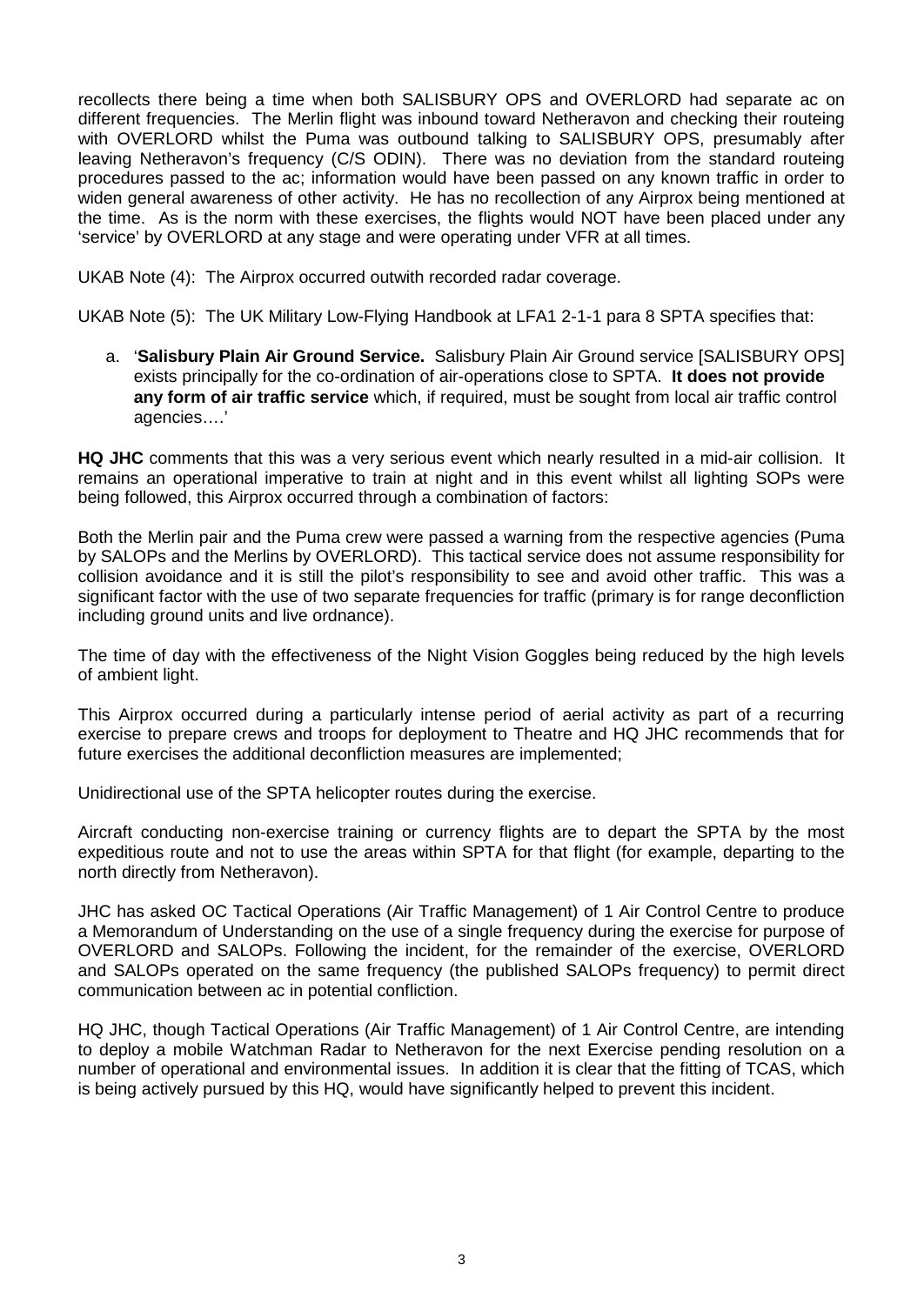recollects there being a time when both SALISBURY OPS and OVERLORD had separate ac on different frequencies. The Merlin flight was inbound toward Netheravon and checking their routeing with OVERLORD whilst the Puma was outbound talking to SALISBURY OPS, presumably after leaving Netheravon's frequency (C/S ODIN). There was no deviation from the standard routeing procedures passed to the ac; information would have been passed on any known traffic in order to widen general awareness of other activity. He has no recollection of any Airprox being mentioned at the time. As is the norm with these exercises, the flights would NOT have been placed under any 'service' by OVERLORD at any stage and were operating under VFR at all times.

UKAB Note (4): The Airprox occurred outwith recorded radar coverage.

UKAB Note (5): The UK Military Low-Flying Handbook at LFA1 2-1-1 para 8 SPTA specifies that:

a. '**Salisbury Plain Air Ground Service.** Salisbury Plain Air Ground service [SALISBURY OPS] exists principally for the co-ordination of air-operations close to SPTA. **It does not provide any form of air traffic service** which, if required, must be sought from local air traffic control agencies….'

**HQ JHC** comments that this was a very serious event which nearly resulted in a mid-air collision. It remains an operational imperative to train at night and in this event whilst all lighting SOPs were being followed, this Airprox occurred through a combination of factors:

Both the Merlin pair and the Puma crew were passed a warning from the respective agencies (Puma by SALOPs and the Merlins by OVERLORD). This tactical service does not assume responsibility for collision avoidance and it is still the pilot's responsibility to see and avoid other traffic. This was a significant factor with the use of two separate frequencies for traffic (primary is for range deconfliction including ground units and live ordnance).

The time of day with the effectiveness of the Night Vision Goggles being reduced by the high levels of ambient light.

This Airprox occurred during a particularly intense period of aerial activity as part of a recurring exercise to prepare crews and troops for deployment to Theatre and HQ JHC recommends that for future exercises the additional deconfliction measures are implemented;

Unidirectional use of the SPTA helicopter routes during the exercise.

Aircraft conducting non-exercise training or currency flights are to depart the SPTA by the most expeditious route and not to use the areas within SPTA for that flight (for example, departing to the north directly from Netheravon).

JHC has asked OC Tactical Operations (Air Traffic Management) of 1 Air Control Centre to produce a Memorandum of Understanding on the use of a single frequency during the exercise for purpose of OVERLORD and SALOPs. Following the incident, for the remainder of the exercise, OVERLORD and SALOPs operated on the same frequency (the published SALOPs frequency) to permit direct communication between ac in potential confliction.

HQ JHC, though Tactical Operations (Air Traffic Management) of 1 Air Control Centre, are intending to deploy a mobile Watchman Radar to Netheravon for the next Exercise pending resolution on a number of operational and environmental issues. In addition it is clear that the fitting of TCAS, which is being actively pursued by this HQ, would have significantly helped to prevent this incident.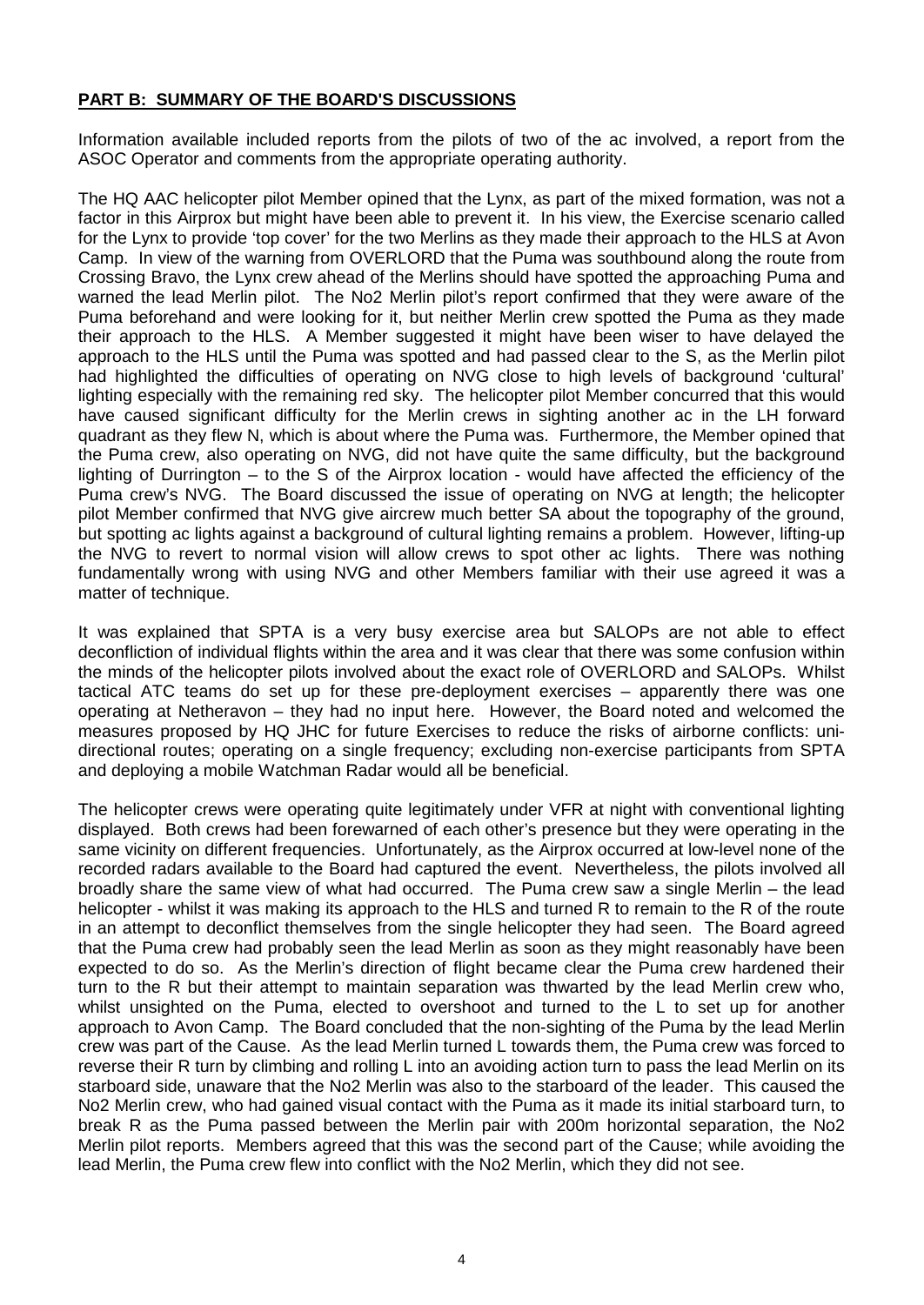## **PART B: SUMMARY OF THE BOARD'S DISCUSSIONS**

Information available included reports from the pilots of two of the ac involved, a report from the ASOC Operator and comments from the appropriate operating authority.

The HQ AAC helicopter pilot Member opined that the Lynx, as part of the mixed formation, was not a factor in this Airprox but might have been able to prevent it. In his view, the Exercise scenario called for the Lynx to provide 'top cover' for the two Merlins as they made their approach to the HLS at Avon Camp. In view of the warning from OVERLORD that the Puma was southbound along the route from Crossing Bravo, the Lynx crew ahead of the Merlins should have spotted the approaching Puma and warned the lead Merlin pilot. The No2 Merlin pilot's report confirmed that they were aware of the Puma beforehand and were looking for it, but neither Merlin crew spotted the Puma as they made their approach to the HLS. A Member suggested it might have been wiser to have delayed the approach to the HLS until the Puma was spotted and had passed clear to the S, as the Merlin pilot had highlighted the difficulties of operating on NVG close to high levels of background 'cultural' lighting especially with the remaining red sky. The helicopter pilot Member concurred that this would have caused significant difficulty for the Merlin crews in sighting another ac in the LH forward quadrant as they flew N, which is about where the Puma was. Furthermore, the Member opined that the Puma crew, also operating on NVG, did not have quite the same difficulty, but the background lighting of Durrington – to the S of the Airprox location - would have affected the efficiency of the Puma crew's NVG. The Board discussed the issue of operating on NVG at length; the helicopter pilot Member confirmed that NVG give aircrew much better SA about the topography of the ground, but spotting ac lights against a background of cultural lighting remains a problem. However, lifting-up the NVG to revert to normal vision will allow crews to spot other ac lights. There was nothing fundamentally wrong with using NVG and other Members familiar with their use agreed it was a matter of technique.

It was explained that SPTA is a very busy exercise area but SALOPs are not able to effect deconfliction of individual flights within the area and it was clear that there was some confusion within the minds of the helicopter pilots involved about the exact role of OVERLORD and SALOPs. Whilst tactical ATC teams do set up for these pre-deployment exercises – apparently there was one operating at Netheravon – they had no input here. However, the Board noted and welcomed the measures proposed by HQ JHC for future Exercises to reduce the risks of airborne conflicts: uni-directional routes; operating on a single frequency; excluding non-exercise participants from SPTA and deploying a mobile Watchman Radar would all be beneficial.

The helicopter crews were operating quite legitimately under VFR at night with conventional lighting displayed. Both crews had been forewarned of each other's presence but they were operating in the same vicinity on different frequencies. Unfortunately, as the Airprox occurred at low-level none of the recorded radars available to the Board had captured the event. Nevertheless, the pilots involved all broadly share the same view of what had occurred. The Puma crew saw a single Merlin – the lead helicopter - whilst it was making its approach to the HLS and turned R to remain to the R of the route in an attempt to deconflict themselves from the single helicopter they had seen. The Board agreed that the Puma crew had probably seen the lead Merlin as soon as they might reasonably have been expected to do so. As the Merlin's direction of flight became clear the Puma crew hardened their turn to the R but their attempt to maintain separation was thwarted by the lead Merlin crew who, whilst unsighted on the Puma, elected to overshoot and turned to the L to set up for another approach to Avon Camp. The Board concluded that the non-sighting of the Puma by the lead Merlin crew was part of the Cause. As the lead Merlin turned L towards them, the Puma crew was forced to reverse their R turn by climbing and rolling L into an avoiding action turn to pass the lead Merlin on its starboard side, unaware that the No2 Merlin was also to the starboard of the leader. This caused the No2 Merlin crew, who had gained visual contact with the Puma as it made its initial starboard turn, to break R as the Puma passed between the Merlin pair with 200m horizontal separation, the No2 Merlin pilot reports. Members agreed that this was the second part of the Cause; while avoiding the lead Merlin, the Puma crew flew into conflict with the No2 Merlin, which they did not see.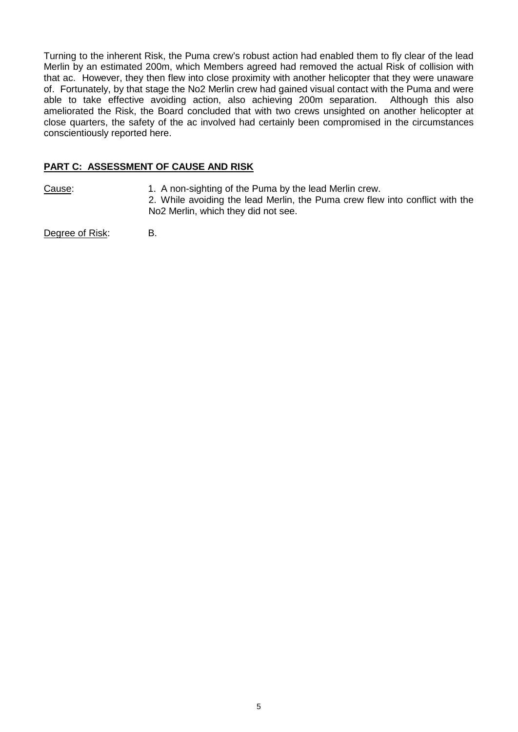Turning to the inherent Risk, the Puma crew's robust action had enabled them to fly clear of the lead Merlin by an estimated 200m, which Members agreed had removed the actual Risk of collision with that ac. However, they then flew into close proximity with another helicopter that they were unaware of. Fortunately, by that stage the No2 Merlin crew had gained visual contact with the Puma and were able to take effective avoiding action, also achieving 200m separation. Although this also ameliorated the Risk, the Board concluded that with two crews unsighted on another helicopter at close quarters, the safety of the ac involved had certainly been compromised in the circumstances conscientiously reported here.

## PART C: ASSESSMENT OF CAUSE AND RISK

Cause:

1. A non-sighting of the Puma by the lead Merlin crew.
2. While avoiding the lead Merlin, the Puma crew flew into conflict with the No2 Merlin, which they did not see.

Degree of Risk: B.